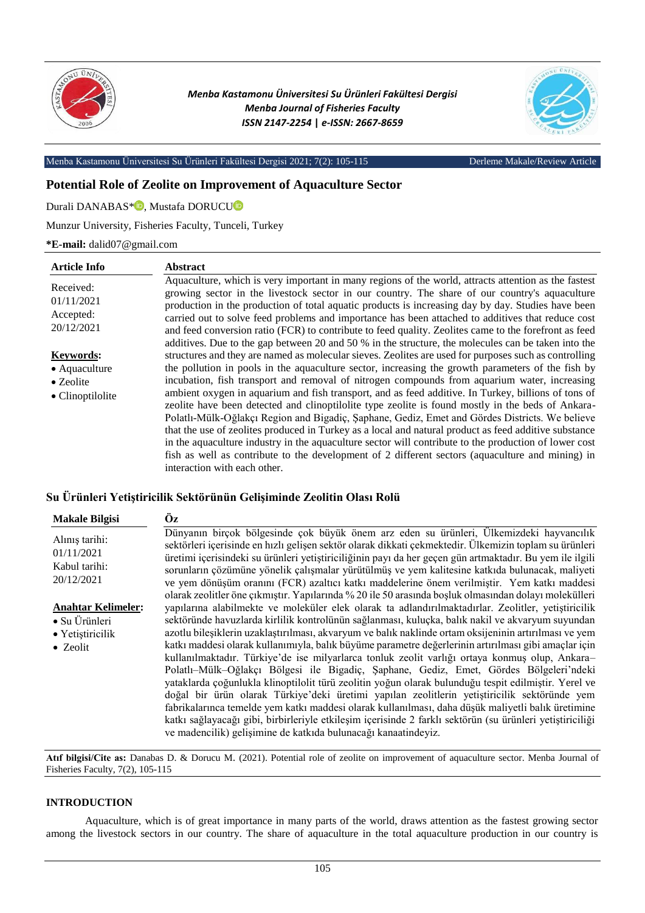# Potential Role of Zeolite on Improvement of Aquaculture Sector

Durali DANABAS*, Mustafa DORUCU

Munzur University, Fisheries Faculty, Tunceli, Turkey

**\*E-mail:** dalid07@gmail.com

**Article Info**

Received: 01/11/2021

Accepted: 20/12/2021

**Keywords:**

- Aquaculture
- Zeolite
- Clinoptilolite

**Abstract**

Aquaculture, which is very important in many regions of the world, attracts attention as the fastest growing sector in the livestock sector in our country. The share of our country's aquaculture production in the production of total aquatic products is increasing day by day. Studies have been carried out to solve feed problems and importance has been attached to additives that reduce cost and feed conversion ratio (FCR) to contribute to feed quality. Zeolites came to the forefront as feed additives. Due to the gap between 20 and 50 % in the structure, the molecules can be taken into the structures and they are named as molecular sieves. Zeolites are used for purposes such as controlling the pollution in pools in the aquaculture sector, increasing the growth parameters of the fish by incubation, fish transport and removal of nitrogen compounds from aquarium water, increasing ambient oxygen in aquarium and fish transport, and as feed additive. In Turkey, billions of tons of zeolite have been detected and clinoptilolite type zeolite is found mostly in the beds of Ankara-Polatlı-Mülk-Oğlakçı Region and Bigadiç, Şaphane, Gediz, Emet and Gördes Districts. We believe that the use of zeolites produced in Turkey as a local and natural product as feed additive substance in the aquaculture industry in the aquaculture sector will contribute to the production of lower cost fish as well as contribute to the development of 2 different sectors (aquaculture and mining) in interaction with each other.

## Su Ürünleri Yetiştiricilik Sektörünün Gelişiminde Zeolitin Olası Rolü

**Makale Bilgisi**

Alınış tarihi: 01/11/2021

Kabul tarihi: 20/12/2021

**Anahtar Kelimeler:**

- Su Ürünleri
- Yetiştiricilik
- Zeolit

**Öz**

Dünyanın birçok bölgesinde çok büyük önem arz eden su ürünleri, Ülkemizdeki hayvancılık sektörleri içerisinde en hızlı gelişen sektör olarak dikkati çekmektedir. Ülkemizin toplam su ürünleri üretimi içerisindeki su ürünleri yetiştiriciliğinin payı da her geçen gün artmaktadır. Bu yem ile ilgili sorunların çözümüne yönelik çalışmalar yürütülmüş ve yem kalitesine katkıda bulunacak, maliyeti ve yem dönüşüm oranını (FCR) azaltıcı katkı maddelerine önem verilmiştir. Yem katkı maddesi olarak zeolitler öne çıkmıştır. Yapılarında % 20 ile 50 arasında boşluk olmasından dolayı molekülleri yapılarına alabilmekte ve moleküler elek olarak ta adlandırılmaktadırlar. Zeolitler, yetiştiricilik sektöründe havuzlarda kirlilik kontrolünün sağlanması, kuluçka, balık nakil ve akvaryum suyundan azotlu bileşiklerin uzaklaştırılması, akvaryum ve balık naklinde ortam oksijeninin artırılması ve yem katkı maddesi olarak kullanımıyla, balık büyüme parametre değerlerinin artırılması gibi amaçlar için kullanılmaktadır. Türkiye'de ise milyarlarca tonluk zeolit varlığı ortaya konmuş olup, Ankara–Polatlı–Mülk–Oğlakçı Bölgesi ile Bigadiç, Şaphane, Gediz, Emet, Gördes Bölgeleri'ndeki yataklarda çoğunlukla klinoptilolit türü zeolitin yoğun olarak bulunduğu tespit edilmiştir. Yerel ve doğal bir ürün olarak Türkiye'deki üretimi yapılan zeolitlerin yetiştiricilik sektöründe yem fabrikalarınca temelde yem katkı maddesi olarak kullanılması, daha düşük maliyetli balık üretimine katkı sağlayacağı gibi, birbirleriyle etkileşim içerisinde 2 farklı sektörün (su ürünleri yetiştiriciliği ve madencilik) gelişimine de katkıda bulunacağı kanaatindeyiz.

**Atıf bilgisi/Cite as:** Danabas D. & Dorucu M. (2021). Potential role of zeolite on improvement of aquaculture sector. Menba Journal of Fisheries Faculty, 7(2), 105-115

## INTRODUCTION

Aquaculture, which is of great importance in many parts of the world, draws attention as the fastest growing sector among the livestock sectors in our country. The share of aquaculture in the total aquaculture production in our country is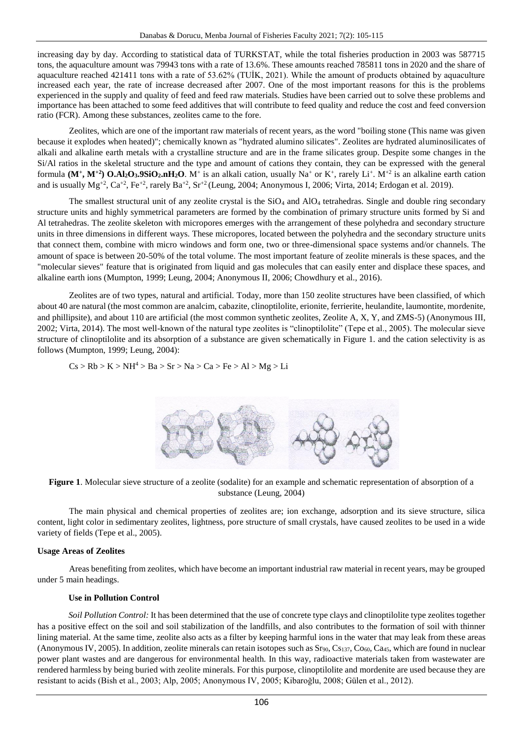increasing day by day. According to statistical data of TURKSTAT, while the total fisheries production in 2003 was 587715 tons, the aquaculture amount was 79943 tons with a rate of 13.6%. These amounts reached 785811 tons in 2020 and the share of aquaculture reached 421411 tons with a rate of 53.62% (TUİK, 2021). While the amount of products obtained by aquaculture increased each year, the rate of increase decreased after 2007. One of the most important reasons for this is the problems experienced in the supply and quality of feed and feed raw materials. Studies have been carried out to solve these problems and importance has been attached to some feed additives that will contribute to feed quality and reduce the cost and feed conversion ratio (FCR). Among these substances, zeolites came to the fore.

Zeolites, which are one of the important raw materials of recent years, as the word "boiling stone (This name was given because it explodes when heated)"; chemically known as "hydrated alumino silicates". Zeolites are hydrated aluminosilicates of alkali and alkaline earth metals with a crystalline structure and are in the frame silicates group. Despite some changes in the Si/Al ratios in the skeletal structure and the type and amount of cations they contain, they can be expressed with the general formula **($M^{+}$, $M^{+2}$) O.$Al_2O_3$.9$SiO_2$.n$H_2O$**. $M^{+}$ is an alkali cation, usually $Na^{+}$ or $K^{+}$, rarely $Li^{+}$. $M^{+2}$ is an alkaline earth cation and is usually $Mg^{+2}$, $Ca^{+2}$, $Fe^{+2}$, rarely $Ba^{+2}$, $Sr^{+2}$ (Leung, 2004; Anonymous I, 2006; Virta, 2014; Erdogan et al. 2019).

The smallest structural unit of any zeolite crystal is the $SiO_4$ and $AlO_4$ tetrahedras. Single and double ring secondary structure units and highly symmetrical parameters are formed by the combination of primary structure units formed by Si and Al tetrahedras. The zeolite skeleton with micropores emerges with the arrangement of these polyhedra and secondary structure units in three dimensions in different ways. These micropores, located between the polyhedra and the secondary structure units that connect them, combine with micro windows and form one, two or three-dimensional space systems and/or channels. The amount of space is between 20-50% of the total volume. The most important feature of zeolite minerals is these spaces, and the "molecular sieves" feature that is originated from liquid and gas molecules that can easily enter and displace these spaces, and alkaline earth ions (Mumpton, 1999; Leung, 2004; Anonymous II, 2006; Chowdhury et al., 2016).

Zeolites are of two types, natural and artificial. Today, more than 150 zeolite structures have been classified, of which about 40 are natural (the most common are analcim, cabazite, clinoptilolite, erionite, ferrierite, heulandite, laumontite, mordenite, and phillipsite), and about 110 are artificial (the most common synthetic zeolites, Zeolite A, X, Y, and ZMS-5) (Anonymous III, 2002; Virta, 2014). The most well-known of the natural type zeolites is "clinoptilolite" (Tepe et al., 2005). The molecular sieve structure of clinoptilolite and its absorption of a substance are given schematically in Figure 1. and the cation selectivity is as follows (Mumpton, 1999; Leung, 2004):

$$Cs > Rb > K > NH^{4} > Ba > Sr > Na > Ca > Fe > Al > Mg > Li$$

**Figure 1**. Molecular sieve structure of a zeolite (sodalite) for an example and schematic representation of absorption of a substance (Leung, 2004)

The main physical and chemical properties of zeolites are; ion exchange, adsorption and its sieve structure, silica content, light color in sedimentary zeolites, lightness, pore structure of small crystals, have caused zeolites to be used in a wide variety of fields (Tepe et al., 2005).

## Usage Areas of Zeolites

Areas benefiting from zeolites, which have become an important industrial raw material in recent years, may be grouped under 5 main headings.

### Use in Pollution Control

*Soil Pollution Control:* It has been determined that the use of concrete type clays and clinoptilolite type zeolites together has a positive effect on the soil and soil stabilization of the landfills, and also contributes to the formation of soil with thinner lining material. At the same time, zeolite also acts as a filter by keeping harmful ions in the water that may leak from these areas (Anonymous IV, 2005). In addition, zeolite minerals can retain isotopes such as $Sr_{90}$, $Cs_{137}$, $Co_{60}$, $Ca_{45}$, which are found in nuclear power plant wastes and are dangerous for environmental health. In this way, radioactive materials taken from wastewater are rendered harmless by being buried with zeolite minerals. For this purpose, clinoptilolite and mordenite are used because they are resistant to acids (Bish et al., 2003; Alp, 2005; Anonymous IV, 2005; Kibaroğlu, 2008; Gülen et al., 2012).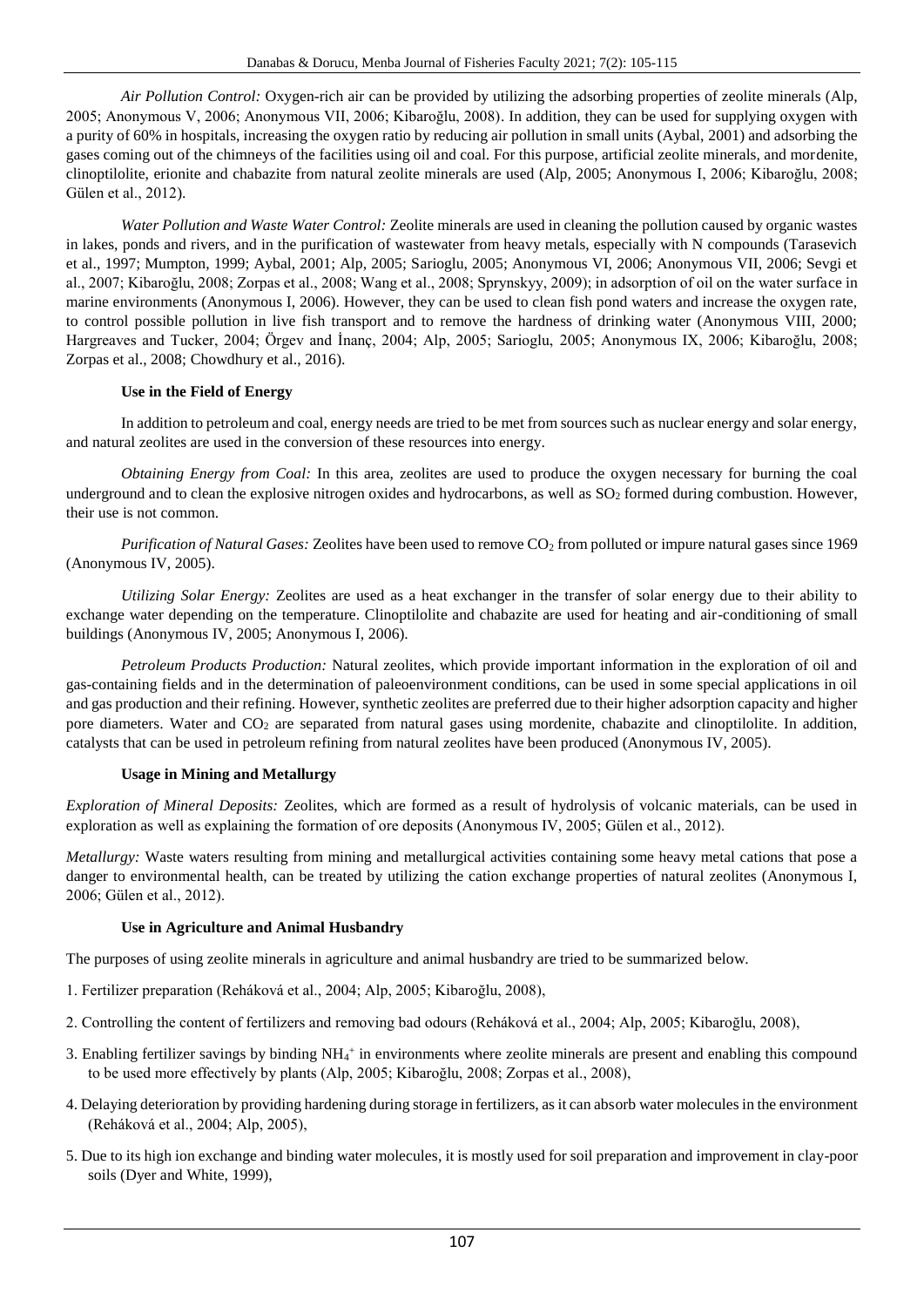*Air Pollution Control:* Oxygen-rich air can be provided by utilizing the adsorbing properties of zeolite minerals (Alp, 2005; Anonymous V, 2006; Anonymous VII, 2006; Kibaroğlu, 2008). In addition, they can be used for supplying oxygen with a purity of 60% in hospitals, increasing the oxygen ratio by reducing air pollution in small units (Aybal, 2001) and adsorbing the gases coming out of the chimneys of the facilities using oil and coal. For this purpose, artificial zeolite minerals, and mordenite, clinoptilolite, erionite and chabazite from natural zeolite minerals are used (Alp, 2005; Anonymous I, 2006; Kibaroğlu, 2008; Gülen et al., 2012).

*Water Pollution and Waste Water Control:* Zeolite minerals are used in cleaning the pollution caused by organic wastes in lakes, ponds and rivers, and in the purification of wastewater from heavy metals, especially with N compounds (Tarasevich et al., 1997; Mumpton, 1999; Aybal, 2001; Alp, 2005; Sarioglu, 2005; Anonymous VI, 2006; Anonymous VII, 2006; Sevgi et al., 2007; Kibaroğlu, 2008; Zorpas et al., 2008; Wang et al., 2008; Sprynskyy, 2009); in adsorption of oil on the water surface in marine environments (Anonymous I, 2006). However, they can be used to clean fish pond waters and increase the oxygen rate, to control possible pollution in live fish transport and to remove the hardness of drinking water (Anonymous VIII, 2000; Hargreaves and Tucker, 2004; Örgev and İnanç, 2004; Alp, 2005; Sarioglu, 2005; Anonymous IX, 2006; Kibaroğlu, 2008; Zorpas et al., 2008; Chowdhury et al., 2016).

### Use in the Field of Energy

In addition to petroleum and coal, energy needs are tried to be met from sources such as nuclear energy and solar energy, and natural zeolites are used in the conversion of these resources into energy.

*Obtaining Energy from Coal:* In this area, zeolites are used to produce the oxygen necessary for burning the coal underground and to clean the explosive nitrogen oxides and hydrocarbons, as well as $SO_2$ formed during combustion. However, their use is not common.

*Purification of Natural Gases:* Zeolites have been used to remove $CO_2$ from polluted or impure natural gases since 1969 (Anonymous IV, 2005).

*Utilizing Solar Energy:* Zeolites are used as a heat exchanger in the transfer of solar energy due to their ability to exchange water depending on the temperature. Clinoptilolite and chabazite are used for heating and air-conditioning of small buildings (Anonymous IV, 2005; Anonymous I, 2006).

*Petroleum Products Production:* Natural zeolites, which provide important information in the exploration of oil and gas-containing fields and in the determination of paleoenvironment conditions, can be used in some special applications in oil and gas production and their refining. However, synthetic zeolites are preferred due to their higher adsorption capacity and higher pore diameters. Water and $CO_2$ are separated from natural gases using mordenite, chabazite and clinoptilolite. In addition, catalysts that can be used in petroleum refining from natural zeolites have been produced (Anonymous IV, 2005).

### Usage in Mining and Metallurgy

*Exploration of Mineral Deposits:* Zeolites, which are formed as a result of hydrolysis of volcanic materials, can be used in exploration as well as explaining the formation of ore deposits (Anonymous IV, 2005; Gülen et al., 2012).

*Metallurgy:* Waste waters resulting from mining and metallurgical activities containing some heavy metal cations that pose a danger to environmental health, can be treated by utilizing the cation exchange properties of natural zeolites (Anonymous I, 2006; Gülen et al., 2012).

### Use in Agriculture and Animal Husbandry

The purposes of using zeolite minerals in agriculture and animal husbandry are tried to be summarized below.

1. Fertilizer preparation (Reháková et al., 2004; Alp, 2005; Kibaroğlu, 2008),
2. Controlling the content of fertilizers and removing bad odours (Reháková et al., 2004; Alp, 2005; Kibaroğlu, 2008),
3. Enabling fertilizer savings by binding $NH_4^+$ in environments where zeolite minerals are present and enabling this compound to be used more effectively by plants (Alp, 2005; Kibaroğlu, 2008; Zorpas et al., 2008),
4. Delaying deterioration by providing hardening during storage in fertilizers, as it can absorb water molecules in the environment (Reháková et al., 2004; Alp, 2005),
5. Due to its high ion exchange and binding water molecules, it is mostly used for soil preparation and improvement in clay-poor soils (Dyer and White, 1999),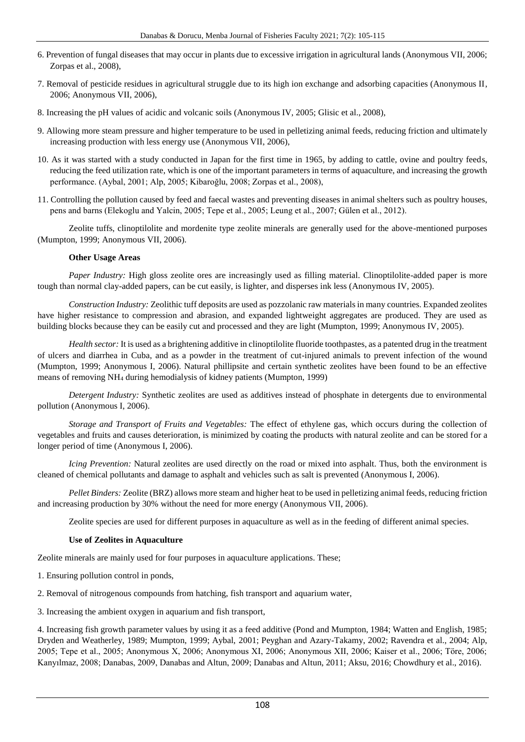6. Prevention of fungal diseases that may occur in plants due to excessive irrigation in agricultural lands (Anonymous VII, 2006; Zorpas et al., 2008),

7. Removal of pesticide residues in agricultural struggle due to its high ion exchange and adsorbing capacities (Anonymous II, 2006; Anonymous VII, 2006),

8. Increasing the pH values of acidic and volcanic soils (Anonymous IV, 2005; Glisic et al., 2008),

9. Allowing more steam pressure and higher temperature to be used in pelletizing animal feeds, reducing friction and ultimately increasing production with less energy use (Anonymous VII, 2006),

10. As it was started with a study conducted in Japan for the first time in 1965, by adding to cattle, ovine and poultry feeds, reducing the feed utilization rate, which is one of the important parameters in terms of aquaculture, and increasing the growth performance. (Aybal, 2001; Alp, 2005; Kibaroğlu, 2008; Zorpas et al., 2008),

11. Controlling the pollution caused by feed and faecal wastes and preventing diseases in animal shelters such as poultry houses, pens and barns (Elekoglu and Yalcin, 2005; Tepe et al., 2005; Leung et al., 2007; Gülen et al., 2012).

Zeolite tuffs, clinoptilolite and mordenite type zeolite minerals are generally used for the above-mentioned purposes (Mumpton, 1999; Anonymous VII, 2006).

**Other Usage Areas**

*Paper Industry:* High gloss zeolite ores are increasingly used as filling material. Clinoptilolite-added paper is more tough than normal clay-added papers, can be cut easily, is lighter, and disperses ink less (Anonymous IV, 2005).

*Construction Industry:* Zeolithic tuff deposits are used as pozzolanic raw materials in many countries. Expanded zeolites have higher resistance to compression and abrasion, and expanded lightweight aggregates are produced. They are used as building blocks because they can be easily cut and processed and they are light (Mumpton, 1999; Anonymous IV, 2005).

*Health sector:* It is used as a brightening additive in clinoptilolite fluoride toothpastes, as a patented drug in the treatment of ulcers and diarrhea in Cuba, and as a powder in the treatment of cut-injured animals to prevent infection of the wound (Mumpton, 1999; Anonymous I, 2006). Natural phillipsite and certain synthetic zeolites have been found to be an effective means of removing $NH_4$ during hemodialysis of kidney patients (Mumpton, 1999)

*Detergent Industry:* Synthetic zeolites are used as additives instead of phosphate in detergents due to environmental pollution (Anonymous I, 2006).

*Storage and Transport of Fruits and Vegetables:* The effect of ethylene gas, which occurs during the collection of vegetables and fruits and causes deterioration, is minimized by coating the products with natural zeolite and can be stored for a longer period of time (Anonymous I, 2006).

*Icing Prevention:* Natural zeolites are used directly on the road or mixed into asphalt. Thus, both the environment is cleaned of chemical pollutants and damage to asphalt and vehicles such as salt is prevented (Anonymous I, 2006).

*Pellet Binders:* Zeolite (BRZ) allows more steam and higher heat to be used in pelletizing animal feeds, reducing friction and increasing production by 30% without the need for more energy (Anonymous VII, 2006).

Zeolite species are used for different purposes in aquaculture as well as in the feeding of different animal species.

**Use of Zeolites in Aquaculture**

Zeolite minerals are mainly used for four purposes in aquaculture applications. These;

1. Ensuring pollution control in ponds,

2. Removal of nitrogenous compounds from hatching, fish transport and aquarium water,

3. Increasing the ambient oxygen in aquarium and fish transport,

4. Increasing fish growth parameter values by using it as a feed additive (Pond and Mumpton, 1984; Watten and English, 1985; Dryden and Weatherley, 1989; Mumpton, 1999; Aybal, 2001; Peyghan and Azary-Takamy, 2002; Ravendra et al., 2004; Alp, 2005; Tepe et al., 2005; Anonymous X, 2006; Anonymous XI, 2006; Anonymous XII, 2006; Kaiser et al., 2006; Töre, 2006; Kanyılmaz, 2008; Danabas, 2009, Danabas and Altun, 2009; Danabas and Altun, 2011; Aksu, 2016; Chowdhury et al., 2016).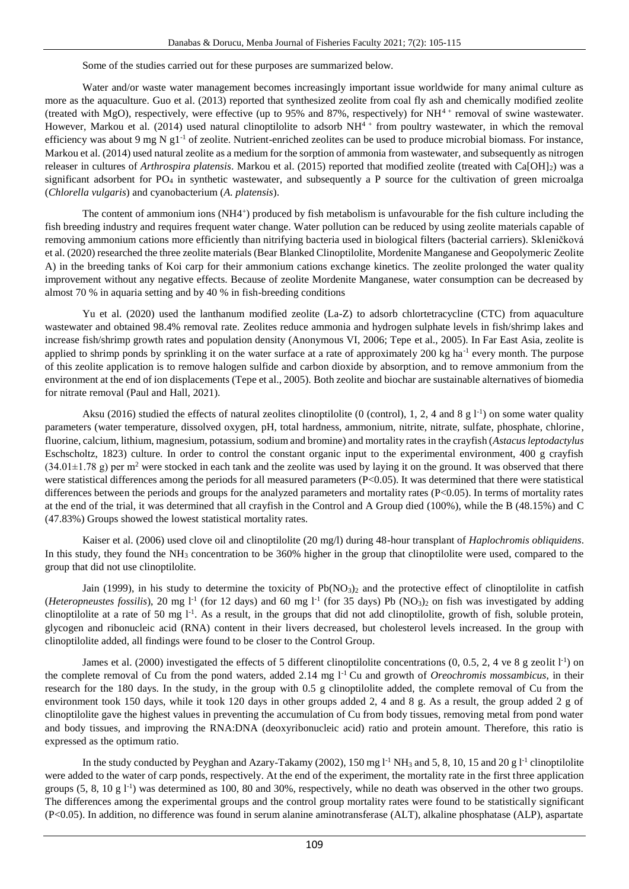Some of the studies carried out for these purposes are summarized below.

Water and/or waste water management becomes increasingly important issue worldwide for many animal culture as more as the aquaculture. Guo et al. (2013) reported that synthesized zeolite from coal fly ash and chemically modified zeolite (treated with MgO), respectively, were effective (up to 95% and 87%, respectively) for $NH^{4+}$ removal of swine wastewater. However, Markou et al. (2014) used natural clinoptilolite to adsorb $NH^{4+}$ from poultry wastewater, in which the removal efficiency was about 9 mg N $g1^{-1}$ of zeolite. Nutrient-enriched zeolites can be used to produce microbial biomass. For instance, Markou et al. (2014) used natural zeolite as a medium for the sorption of ammonia from wastewater, and subsequently as nitrogen releaser in cultures of *Arthrospira platensis*. Markou et al. (2015) reported that modified zeolite (treated with $Ca[OH]_2$) was a significant adsorbent for $PO_4$ in synthetic wastewater, and subsequently a P source for the cultivation of green microalga (*Chlorella vulgaris*) and cyanobacterium (*A. platensis*).

The content of ammonium ions ($NH4^+$) produced by fish metabolism is unfavourable for the fish culture including the fish breeding industry and requires frequent water change. Water pollution can be reduced by using zeolite materials capable of removing ammonium cations more efficiently than nitrifying bacteria used in biological filters (bacterial carriers). Skleničková et al. (2020) researched the three zeolite materials (Bear Blanked Clinoptilolite, Mordenite Manganese and Geopolymeric Zeolite A) in the breeding tanks of Koi carp for their ammonium cations exchange kinetics. The zeolite prolonged the water quality improvement without any negative effects. Because of zeolite Mordenite Manganese, water consumption can be decreased by almost 70 % in aquaria setting and by 40 % in fish-breeding conditions

Yu et al. (2020) used the lanthanum modified zeolite (La-Z) to adsorb chlortetracycline (CTC) from aquaculture wastewater and obtained 98.4% removal rate. Zeolites reduce ammonia and hydrogen sulphate levels in fish/shrimp lakes and increase fish/shrimp growth rates and population density (Anonymous VI, 2006; Tepe et al., 2005). In Far East Asia, zeolite is applied to shrimp ponds by sprinkling it on the water surface at a rate of approximately 200 kg $ha^{-1}$ every month. The purpose of this zeolite application is to remove halogen sulfide and carbon dioxide by absorption, and to remove ammonium from the environment at the end of ion displacements (Tepe et al., 2005). Both zeolite and biochar are sustainable alternatives of biomedia for nitrate removal (Paul and Hall, 2021).

Aksu (2016) studied the effects of natural zeolites clinoptilolite (0 (control), 1, 2, 4 and 8 g $l^{-1}$) on some water quality parameters (water temperature, dissolved oxygen, pH, total hardness, ammonium, nitrite, nitrate, sulfate, phosphate, chlorine, fluorine, calcium, lithium, magnesium, potassium, sodium and bromine) and mortality rates in the crayfish (*Astacus leptodactylus* Eschscholtz, 1823) culture. In order to control the constant organic input to the experimental environment, 400 g crayfish (34.01±1.78 g) per $m^2$ were stocked in each tank and the zeolite was used by laying it on the ground. It was observed that there were statistical differences among the periods for all measured parameters ($P<0.05$). It was determined that there were statistical differences between the periods and groups for the analyzed parameters and mortality rates ($P<0.05$). In terms of mortality rates at the end of the trial, it was determined that all crayfish in the Control and A Group died (100%), while the B (48.15%) and C (47.83%) Groups showed the lowest statistical mortality rates.

Kaiser et al. (2006) used clove oil and clinoptilolite (20 mg/l) during 48-hour transplant of *Haplochromis obliquidens*. In this study, they found the $NH_3$ concentration to be 360% higher in the group that clinoptilolite were used, compared to the group that did not use clinoptilolite.

Jain (1999), in his study to determine the toxicity of $Pb(NO_3)_2$ and the protective effect of clinoptilolite in catfish (*Heteropneustes fossilis*), 20 mg $l^{-1}$ (for 12 days) and 60 mg $l^{-1}$ (for 35 days) Pb $(NO_3)_2$ on fish was investigated by adding clinoptilolite at a rate of 50 mg $l^{-1}$. As a result, in the groups that did not add clinoptilolite, growth of fish, soluble protein, glycogen and ribonucleic acid (RNA) content in their livers decreased, but cholesterol levels increased. In the group with clinoptilolite added, all findings were found to be closer to the Control Group.

James et al. (2000) investigated the effects of 5 different clinoptilolite concentrations (0, 0.5, 2, 4 ve 8 g zeolit $l^{-1}$) on the complete removal of Cu from the pond waters, added 2.14 mg $l^{-1}$ Cu and growth of *Oreochromis mossambicus*, in their research for the 180 days. In the study, in the group with 0.5 g clinoptilolite added, the complete removal of Cu from the environment took 150 days, while it took 120 days in other groups added 2, 4 and 8 g. As a result, the group added 2 g of clinoptilolite gave the highest values in preventing the accumulation of Cu from body tissues, removing metal from pond water and body tissues, and improving the RNA:DNA (deoxyribonucleic acid) ratio and protein amount. Therefore, this ratio is expressed as the optimum ratio.

In the study conducted by Peyghan and Azary-Takamy (2002), 150 mg $l^{-1}$ $NH_3$ and 5, 8, 10, 15 and 20 g $l^{-1}$ clinoptilolite were added to the water of carp ponds, respectively. At the end of the experiment, the mortality rate in the first three application groups (5, 8, 10 g $l^{-1}$) was determined as 100, 80 and 30%, respectively, while no death was observed in the other two groups. The differences among the experimental groups and the control group mortality rates were found to be statistically significant ($P<0.05$). In addition, no difference was found in serum alanine aminotransferase (ALT), alkaline phosphatase (ALP), aspartate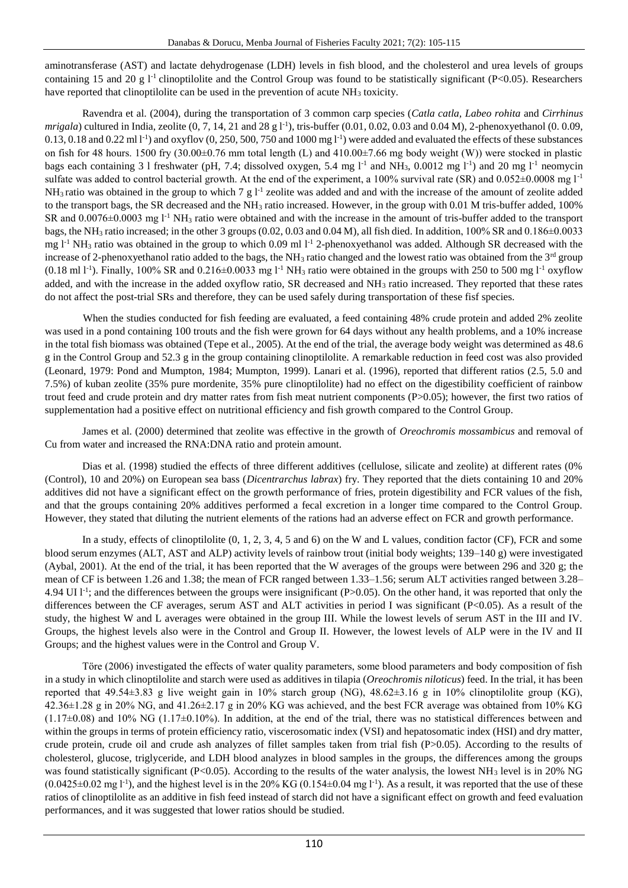aminotransferase (AST) and lactate dehydrogenase (LDH) levels in fish blood, and the cholesterol and urea levels of groups containing 15 and 20 g $l^{-1}$ clinoptilolite and the Control Group was found to be statistically significant ($P<0.05$). Researchers have reported that clinoptilolite can be used in the prevention of acute $NH_3$ toxicity.

Ravendra et al. (2004), during the transportation of 3 common carp species (*Catla catla*, *Labeo rohita* and *Cirrhinus mrigala*) cultured in India, zeolite (0, 7, 14, 21 and 28 g $l^{-1}$), tris-buffer (0.01, 0.02, 0.03 and 0.04 M), 2-phenoxyethanol (0. 0.09, 0.13, 0.18 and 0.22 ml $l^{-1}$) and oxyflov (0, 250, 500, 750 and 1000 mg $l^{-1}$) were added and evaluated the effects of these substances on fish for 48 hours. 1500 fry (30.00±0.76 mm total length (L) and 410.00±7.66 mg body weight (W)) were stocked in plastic bags each containing 3 l freshwater (pH, 7.4; dissolved oxygen, 5.4 mg $l^{-1}$ and $NH_3$, 0.0012 mg $l^{-1}$) and 20 mg $l^{-1}$ neomycin sulfate was added to control bacterial growth. At the end of the experiment, a 100% survival rate (SR) and 0.052±0.0008 mg $l^{-1}$ $NH_3$ ratio was obtained in the group to which 7 g $l^{-1}$ zeolite was added and and with the increase of the amount of zeolite added to the transport bags, the SR decreased and the $NH_3$ ratio increased. However, in the group with 0.01 M tris-buffer added, 100% SR and 0.0076±0.0003 mg $l^{-1}$ $NH_3$ ratio were obtained and with the increase in the amount of tris-buffer added to the transport bags, the $NH_3$ ratio increased; in the other 3 groups (0.02, 0.03 and 0.04 M), all fish died. In addition, 100% SR and 0.186±0.0033 mg $l^{-1}$ $NH_3$ ratio was obtained in the group to which 0.09 ml $l^{-1}$ 2-phenoxyethanol was added. Although SR decreased with the increase of 2-phenoxyethanol ratio added to the bags, the $NH_3$ ratio changed and the lowest ratio was obtained from the 3rd group (0.18 ml $l^{-1}$). Finally, 100% SR and 0.216±0.0033 mg $l^{-1}$ $NH_3$ ratio were obtained in the groups with 250 to 500 mg $l^{-1}$ oxyflow added, and with the increase in the added oxyflow ratio, SR decreased and $NH_3$ ratio increased. They reported that these rates do not affect the post-trial SRs and therefore, they can be used safely during transportation of these fisf species.

When the studies conducted for fish feeding are evaluated, a feed containing 48% crude protein and added 2% zeolite was used in a pond containing 100 trouts and the fish were grown for 64 days without any health problems, and a 10% increase in the total fish biomass was obtained (Tepe et al., 2005). At the end of the trial, the average body weight was determined as 48.6 g in the Control Group and 52.3 g in the group containing clinoptilolite. A remarkable reduction in feed cost was also provided (Leonard, 1979: Pond and Mumpton, 1984; Mumpton, 1999). Lanari et al. (1996), reported that different ratios (2.5, 5.0 and 7.5%) of kuban zeolite (35% pure mordenite, 35% pure clinoptilolite) had no effect on the digestibility coefficient of rainbow trout feed and crude protein and dry matter rates from fish meat nutrient components ($P>0.05$); however, the first two ratios of supplementation had a positive effect on nutritional efficiency and fish growth compared to the Control Group.

James et al. (2000) determined that zeolite was effective in the growth of *Oreochromis mossambicus* and removal of Cu from water and increased the RNA:DNA ratio and protein amount.

Dias et al. (1998) studied the effects of three different additives (cellulose, silicate and zeolite) at different rates (0% (Control), 10 and 20%) on European sea bass (*Dicentrarchus labrax*) fry. They reported that the diets containing 10 and 20% additives did not have a significant effect on the growth performance of fries, protein digestibility and FCR values of the fish, and that the groups containing 20% additives performed a fecal excretion in a longer time compared to the Control Group. However, they stated that diluting the nutrient elements of the rations had an adverse effect on FCR and growth performance.

In a study, effects of clinoptilolite (0, 1, 2, 3, 4, 5 and 6) on the W and L values, condition factor (CF), FCR and some blood serum enzymes (ALT, AST and ALP) activity levels of rainbow trout (initial body weights; 139–140 g) were investigated (Aybal, 2001). At the end of the trial, it has been reported that the W averages of the groups were between 296 and 320 g; the mean of CF is between 1.26 and 1.38; the mean of FCR ranged between 1.33–1.56; serum ALT activities ranged between 3.28–4.94 UI $l^{-1}$; and the differences between the groups were insignificant ($P>0.05$). On the other hand, it was reported that only the differences between the CF averages, serum AST and ALT activities in period I was significant ($P<0.05$). As a result of the study, the highest W and L averages were obtained in the group III. While the lowest levels of serum AST in the III and IV. Groups, the highest levels also were in the Control and Group II. However, the lowest levels of ALP were in the IV and II Groups; and the highest values were in the Control and Group V.

Töre (2006) investigated the effects of water quality parameters, some blood parameters and body composition of fish in a study in which clinoptilolite and starch were used as additives in tilapia (*Oreochromis niloticus*) feed. In the trial, it has been reported that 49.54±3.83 g live weight gain in 10% starch group (NG), 48.62±3.16 g in 10% clinoptilolite group (KG), 42.36±1.28 g in 20% NG, and 41.26±2.17 g in 20% KG was achieved, and the best FCR average was obtained from 10% KG (1.17±0.08) and 10% NG (1.17±0.10%). In addition, at the end of the trial, there was no statistical differences between and within the groups in terms of protein efficiency ratio, viscerosomatic index (VSI) and hepatosomatic index (HSI) and dry matter, crude protein, crude oil and crude ash analyzes of fillet samples taken from trial fish ($P>0.05$). According to the results of cholesterol, glucose, triglyceride, and LDH blood analyzes in blood samples in the groups, the differences among the groups was found statistically significant ($P<0.05$). According to the results of the water analysis, the lowest $NH_3$ level is in 20% NG (0.0425±0.02 mg $l^{-1}$), and the highest level is in the 20% KG (0.154±0.04 mg $l^{-1}$). As a result, it was reported that the use of these ratios of clinoptilolite as an additive in fish feed instead of starch did not have a significant effect on growth and feed evaluation performances, and it was suggested that lower ratios should be studied.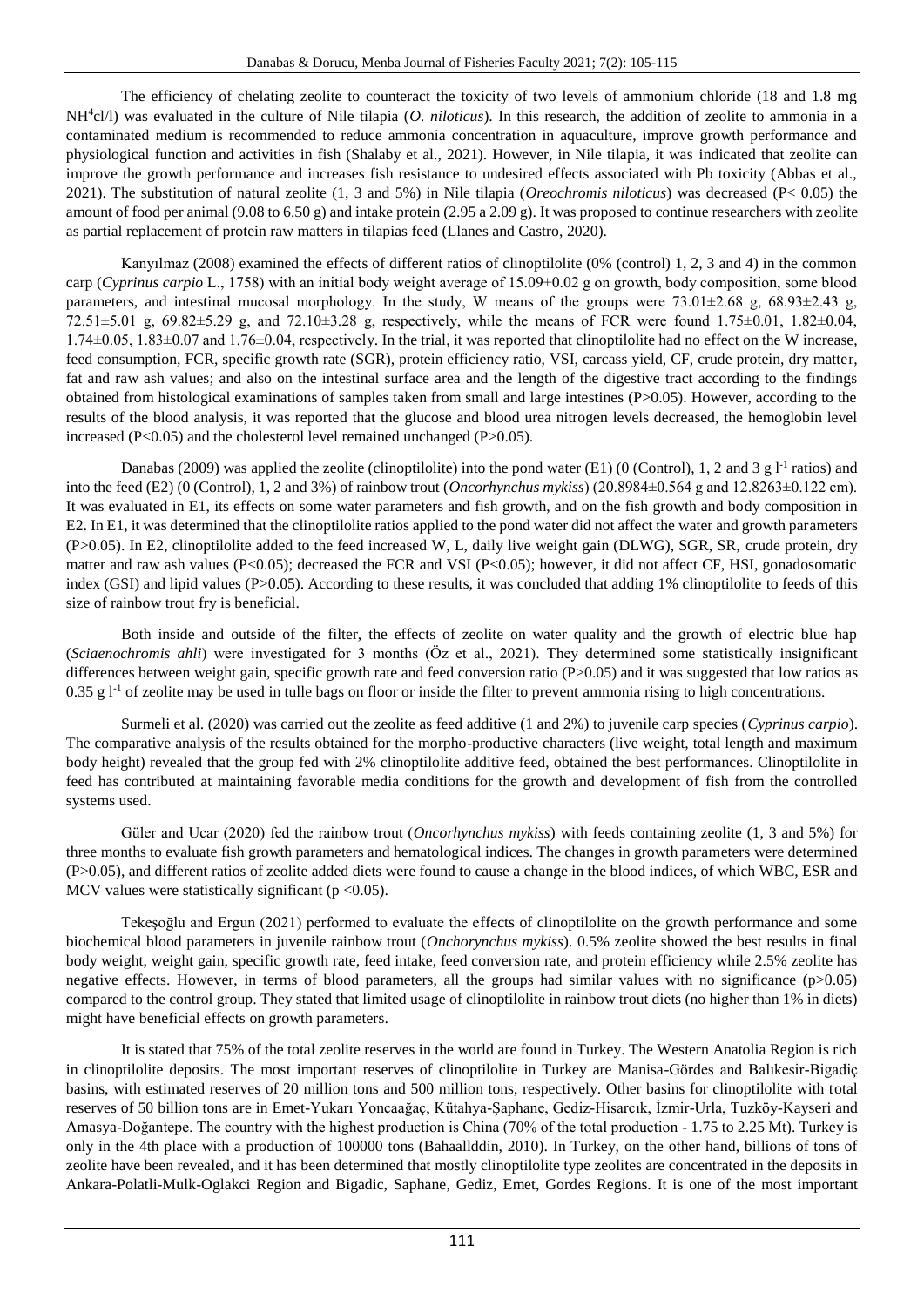The efficiency of chelating zeolite to counteract the toxicity of two levels of ammonium chloride (18 and 1.8 mg $NH^4cl/l$) was evaluated in the culture of Nile tilapia (*O. niloticus*). In this research, the addition of zeolite to ammonia in a contaminated medium is recommended to reduce ammonia concentration in aquaculture, improve growth performance and physiological function and activities in fish (Shalaby et al., 2021). However, in Nile tilapia, it was indicated that zeolite can improve the growth performance and increases fish resistance to undesired effects associated with Pb toxicity (Abbas et al., 2021). The substitution of natural zeolite (1, 3 and 5%) in Nile tilapia (*Oreochromis niloticus*) was decreased ($P< 0.05$) the amount of food per animal (9.08 to 6.50 g) and intake protein (2.95 a 2.09 g). It was proposed to continue researchers with zeolite as partial replacement of protein raw matters in tilapias feed (Llanes and Castro, 2020).

Kanyılmaz (2008) examined the effects of different ratios of clinoptilolite (0% (control) 1, 2, 3 and 4) in the common carp (*Cyprinus carpio* L., 1758) with an initial body weight average of 15.09±0.02 g on growth, body composition, some blood parameters, and intestinal mucosal morphology. In the study, W means of the groups were 73.01±2.68 g, 68.93±2.43 g, 72.51±5.01 g, 69.82±5.29 g, and 72.10±3.28 g, respectively, while the means of FCR were found 1.75±0.01, 1.82±0.04, 1.74±0.05, 1.83±0.07 and 1.76±0.04, respectively. In the trial, it was reported that clinoptilolite had no effect on the W increase, feed consumption, FCR, specific growth rate (SGR), protein efficiency ratio, VSI, carcass yield, CF, crude protein, dry matter, fat and raw ash values; and also on the intestinal surface area and the length of the digestive tract according to the findings obtained from histological examinations of samples taken from small and large intestines ($P>0.05$). However, according to the results of the blood analysis, it was reported that the glucose and blood urea nitrogen levels decreased, the hemoglobin level increased ($P<0.05$) and the cholesterol level remained unchanged ($P>0.05$).

Danabas (2009) was applied the zeolite (clinoptilolite) into the pond water (E1) (0 (Control), 1, 2 and 3 g $l^{-1}$ ratios) and into the feed (E2) (0 (Control), 1, 2 and 3%) of rainbow trout (*Oncorhynchus mykiss*) (20.8984±0.564 g and 12.8263±0.122 cm). It was evaluated in E1, its effects on some water parameters and fish growth, and on the fish growth and body composition in E2. In E1, it was determined that the clinoptilolite ratios applied to the pond water did not affect the water and growth parameters ($P>0.05$). In E2, clinoptilolite added to the feed increased W, L, daily live weight gain (DLWG), SGR, SR, crude protein, dry matter and raw ash values ($P<0.05$); decreased the FCR and VSI ($P<0.05$); however, it did not affect CF, HSI, gonadosomatic index (GSI) and lipid values ($P>0.05$). According to these results, it was concluded that adding 1% clinoptilolite to feeds of this size of rainbow trout fry is beneficial.

Both inside and outside of the filter, the effects of zeolite on water quality and the growth of electric blue hap (*Sciaenochromis ahli*) were investigated for 3 months (Öz et al., 2021). They determined some statistically insignificant differences between weight gain, specific growth rate and feed conversion ratio ($P>0.05$) and it was suggested that low ratios as 0.35 g $l^{-1}$ of zeolite may be used in tulle bags on floor or inside the filter to prevent ammonia rising to high concentrations.

Surmeli et al. (2020) was carried out the zeolite as feed additive (1 and 2%) to juvenile carp species (*Cyprinus carpio*). The comparative analysis of the results obtained for the morpho-productive characters (live weight, total length and maximum body height) revealed that the group fed with 2% clinoptilolite additive feed, obtained the best performances. Clinoptilolite in feed has contributed at maintaining favorable media conditions for the growth and development of fish from the controlled systems used.

Güler and Ucar (2020) fed the rainbow trout (*Oncorhynchus mykiss*) with feeds containing zeolite (1, 3 and 5%) for three months to evaluate fish growth parameters and hematological indices. The changes in growth parameters were determined ($P>0.05$), and different ratios of zeolite added diets were found to cause a change in the blood indices, of which WBC, ESR and MCV values were statistically significant ($p <0.05$).

Tekeşoğlu and Ergun (2021) performed to evaluate the effects of clinoptilolite on the growth performance and some biochemical blood parameters in juvenile rainbow trout (*Onchorynchus mykiss*). 0.5% zeolite showed the best results in final body weight, weight gain, specific growth rate, feed intake, feed conversion rate, and protein efficiency while 2.5% zeolite has negative effects. However, in terms of blood parameters, all the groups had similar values with no significance ($p>0.05$) compared to the control group. They stated that limited usage of clinoptilolite in rainbow trout diets (no higher than 1% in diets) might have beneficial effects on growth parameters.

It is stated that 75% of the total zeolite reserves in the world are found in Turkey. The Western Anatolia Region is rich in clinoptilolite deposits. The most important reserves of clinoptilolite in Turkey are Manisa-Gördes and Balıkesir-Bigadiç basins, with estimated reserves of 20 million tons and 500 million tons, respectively. Other basins for clinoptilolite with total reserves of 50 billion tons are in Emet-Yukarı Yoncaağaç, Kütahya-Şaphane, Gediz-Hisarcık, İzmir-Urla, Tuzköy-Kayseri and Amasya-Doğantepe. The country with the highest production is China (70% of the total production - 1.75 to 2.25 Mt). Turkey is only in the 4th place with a production of 100000 tons (Bahaallddin, 2010). In Turkey, on the other hand, billions of tons of zeolite have been revealed, and it has been determined that mostly clinoptilolite type zeolites are concentrated in the deposits in Ankara-Polatli-Mulk-Oglakci Region and Bigadic, Saphane, Gediz, Emet, Gordes Regions. It is one of the most important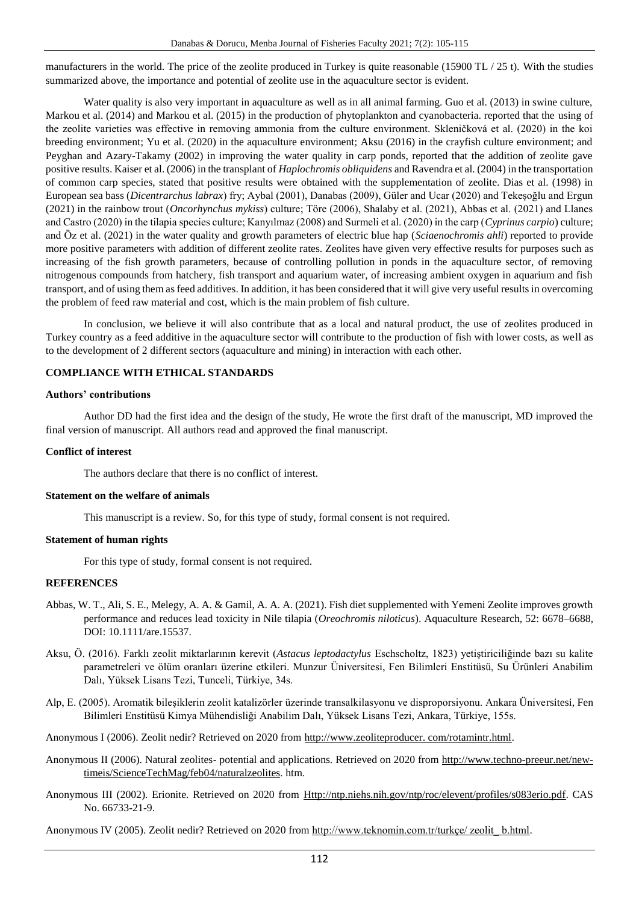manufacturers in the world. The price of the zeolite produced in Turkey is quite reasonable (15900 TL / 25 t). With the studies summarized above, the importance and potential of zeolite use in the aquaculture sector is evident.

Water quality is also very important in aquaculture as well as in all animal farming. Guo et al. (2013) in swine culture, Markou et al. (2014) and Markou et al. (2015) in the production of phytoplankton and cyanobacteria. reported that the using of the zeolite varieties was effective in removing ammonia from the culture environment. Skleničková et al. (2020) in the koi breeding environment; Yu et al. (2020) in the aquaculture environment; Aksu (2016) in the crayfish culture environment; and Peyghan and Azary-Takamy (2002) in improving the water quality in carp ponds, reported that the addition of zeolite gave positive results. Kaiser et al. (2006) in the transplant of *Haplochromis obliquidens* and Ravendra et al. (2004) in the transportation of common carp species, stated that positive results were obtained with the supplementation of zeolite. Dias et al. (1998) in European sea bass (*Dicentrarchus labrax*) fry; Aybal (2001), Danabas (2009), Güler and Ucar (2020) and Tekeşoğlu and Ergun (2021) in the rainbow trout (*Oncorhynchus mykiss*) culture; Töre (2006), Shalaby et al. (2021), Abbas et al. (2021) and Llanes and Castro (2020) in the tilapia species culture; Kanyılmaz (2008) and Surmeli et al. (2020) in the carp (*Cyprinus carpio*) culture; and Öz et al. (2021) in the water quality and growth parameters of electric blue hap (*Sciaenochromis ahli*) reported to provide more positive parameters with addition of different zeolite rates. Zeolites have given very effective results for purposes such as increasing of the fish growth parameters, because of controlling pollution in ponds in the aquaculture sector, of removing nitrogenous compounds from hatchery, fish transport and aquarium water, of increasing ambient oxygen in aquarium and fish transport, and of using them as feed additives. In addition, it has been considered that it will give very useful results in overcoming the problem of feed raw material and cost, which is the main problem of fish culture.

In conclusion, we believe it will also contribute that as a local and natural product, the use of zeolites produced in Turkey country as a feed additive in the aquaculture sector will contribute to the production of fish with lower costs, as well as to the development of 2 different sectors (aquaculture and mining) in interaction with each other.

## COMPLIANCE WITH ETHICAL STANDARDS

### Authors' contributions

Author DD had the first idea and the design of the study, He wrote the first draft of the manuscript, MD improved the final version of manuscript. All authors read and approved the final manuscript.

### Conflict of interest

The authors declare that there is no conflict of interest.

### Statement on the welfare of animals

This manuscript is a review. So, for this type of study, formal consent is not required.

### Statement of human rights

For this type of study, formal consent is not required.

## REFERENCES

Abbas, W. T., Ali, S. E., Melegy, A. A. & Gamil, A. A. A. (2021). Fish diet supplemented with Yemeni Zeolite improves growth performance and reduces lead toxicity in Nile tilapia (*Oreochromis niloticus*). Aquaculture Research, 52: 6678–6688, DOI: 10.1111/are.15537.

Aksu, Ö. (2016). Farklı zeolit miktarlarının kerevit (*Astacus leptodactylus* Eschscholtz, 1823) yetiştiriciliğinde bazı su kalite parametreleri ve ölüm oranları üzerine etkileri. Munzur Üniversitesi, Fen Bilimleri Enstitüsü, Su Ürünleri Anabilim Dalı, Yüksek Lisans Tezi, Tunceli, Türkiye, 34s.

Alp, E. (2005). Aromatik bileşiklerin zeolit katalizörler üzerinde transalkilasyonu ve disproporsiyonu. Ankara Üniversitesi, Fen Bilimleri Enstitüsü Kimya Mühendisliği Anabilim Dalı, Yüksek Lisans Tezi, Ankara, Türkiye, 155s.

Anonymous I (2006). Zeolit nedir? Retrieved on 2020 from http://www.zeoliteproducer. com/rotamintr.html.

Anonymous II (2006). Natural zeolites- potential and applications. Retrieved on 2020 from http://www.techno-preeur.net/new-timeis/ScienceTechMag/feb04/naturalzeolites. htm.

Anonymous III (2002). Erionite. Retrieved on 2020 from Http://ntp.niehs.nih.gov/ntp/roc/elevent/profiles/s083erio.pdf. CAS No. 66733-21-9.

Anonymous IV (2005). Zeolit nedir? Retrieved on 2020 from http://www.teknomin.com.tr/turkçe/ zeolit_ b.html.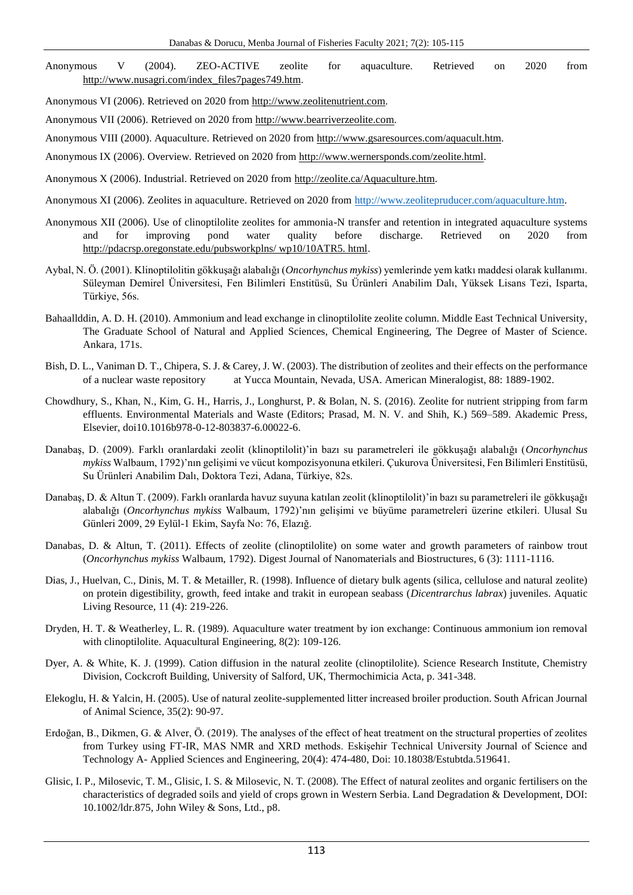Anonymous V (2004). ZEO-ACTIVE zeolite for aquaculture. Retrieved on 2020 from http://www.nusagri.com/index_files7pages749.htm.

Anonymous VI (2006). Retrieved on 2020 from http://www.zeolitenutrient.com.

Anonymous VII (2006). Retrieved on 2020 from http://www.bearriverzeolite.com.

Anonymous VIII (2000). Aquaculture. Retrieved on 2020 from http://www.gsaresources.com/aquacult.htm.

Anonymous IX (2006). Overview. Retrieved on 2020 from http://www.wernersponds.com/zeolite.html.

Anonymous X (2006). Industrial. Retrieved on 2020 from http://zeolite.ca/Aquaculture.htm.

Anonymous XI (2006). Zeolites in aquaculture. Retrieved on 2020 from http://www.zeolitepruducer.com/aquaculture.htm.

Anonymous XII (2006). Use of clinoptilolite zeolites for ammonia-N transfer and retention in integrated aquaculture systems and for improving pond water quality before discharge. Retrieved on 2020 from http://pdacrsp.oregonstate.edu/pubsworkplns/ wp10/10ATR5. html.

Aybal, N. Ö. (2001). Klinoptilolitin gökkuşağı alabalığı (*Oncorhynchus mykiss*) yemlerinde yem katkı maddesi olarak kullanımı. Süleyman Demirel Üniversitesi, Fen Bilimleri Enstitüsü, Su Ürünleri Anabilim Dalı, Yüksek Lisans Tezi, Isparta, Türkiye, 56s.

Bahaallddin, A. D. H. (2010). Ammonium and lead exchange in clinoptilolite zeolite column. Middle East Technical University, The Graduate School of Natural and Applied Sciences, Chemical Engineering, The Degree of Master of Science. Ankara, 171s.

Bish, D. L., Vaniman D. T., Chipera, S. J. & Carey, J. W. (2003). The distribution of zeolites and their effects on the performance of a nuclear waste repository at Yucca Mountain, Nevada, USA. American Mineralogist, 88: 1889-1902.

Chowdhury, S., Khan, N., Kim, G. H., Harris, J., Longhurst, P. & Bolan, N. S. (2016). Zeolite for nutrient stripping from farm effluents. Environmental Materials and Waste (Editors; Prasad, M. N. V. and Shih, K.) 569–589. Akademic Press, Elsevier, doi10.1016b978-0-12-803837-6.00022-6.

Danabaş, D. (2009). Farklı oranlardaki zeolit (klinoptilolit)'in bazı su parametreleri ile gökkuşağı alabalığı (*Oncorhynchus mykiss* Walbaum, 1792)'nın gelişimi ve vücut kompozisyonuna etkileri. Çukurova Üniversitesi, Fen Bilimleri Enstitüsü, Su Ürünleri Anabilim Dalı, Doktora Tezi, Adana, Türkiye, 82s.

Danabaş, D. & Altun T. (2009). Farklı oranlarda havuz suyuna katılan zeolit (klinoptilolit)'in bazı su parametreleri ile gökkuşağı alabalığı (*Oncorhynchus mykiss* Walbaum, 1792)'nın gelişimi ve büyüme parametreleri üzerine etkileri. Ulusal Su Günleri 2009, 29 Eylül-1 Ekim, Sayfa No: 76, Elazığ.

Danabas, D. & Altun, T. (2011). Effects of zeolite (clinoptilolite) on some water and growth parameters of rainbow trout (*Oncorhynchus mykiss* Walbaum, 1792). Digest Journal of Nanomaterials and Biostructures, 6 (3): 1111-1116.

Dias, J., Huelvan, C., Dinis, M. T. & Metailler, R. (1998). Influence of dietary bulk agents (silica, cellulose and natural zeolite) on protein digestibility, growth, feed intake and trakit in european seabass (*Dicentrarchus labrax*) juveniles. Aquatic Living Resource, 11 (4): 219-226.

Dryden, H. T. & Weatherley, L. R. (1989). Aquaculture water treatment by ion exchange: Continuous ammonium ion removal with clinoptilolite. Aquacultural Engineering, 8(2): 109-126.

Dyer, A. & White, K. J. (1999). Cation diffusion in the natural zeolite (clinoptilolite). Science Research Institute, Chemistry Division, Cockcroft Building, University of Salford, UK, Thermochimicia Acta, p. 341-348.

Elekoglu, H. & Yalcin, H. (2005). Use of natural zeolite-supplemented litter increased broiler production. South African Journal of Animal Science, 35(2): 90-97.

Erdoğan, B., Dikmen, G. & Alver, Ö. (2019). The analyses of the effect of heat treatment on the structural properties of zeolites from Turkey using FT-IR, MAS NMR and XRD methods. Eskişehir Technical University Journal of Science and Technology A- Applied Sciences and Engineering, 20(4): 474-480, Doi: 10.18038/Estubtda.519641.

Glisic, I. P., Milosevic, T. M., Glisic, I. S. & Milosevic, N. T. (2008). The Effect of natural zeolites and organic fertilisers on the characteristics of degraded soils and yield of crops grown in Western Serbia. Land Degradation & Development, DOI: 10.1002/ldr.875, John Wiley & Sons, Ltd., p8.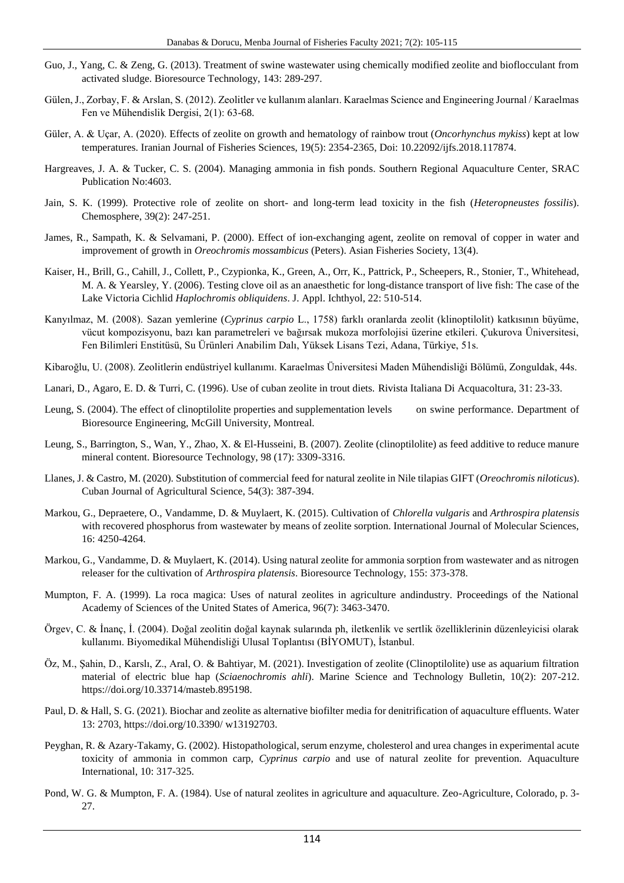Guo, J., Yang, C. & Zeng, G. (2013). Treatment of swine wastewater using chemically modified zeolite and bioflocculant from activated sludge. Bioresource Technology, 143: 289-297.

Gülen, J., Zorbay, F. & Arslan, S. (2012). Zeolitler ve kullanım alanları. Karaelmas Science and Engineering Journal / Karaelmas Fen ve Mühendislik Dergisi, 2(1): 63-68.

Güler, A. & Uçar, A. (2020). Effects of zeolite on growth and hematology of rainbow trout (*Oncorhynchus mykiss*) kept at low temperatures. Iranian Journal of Fisheries Sciences, 19(5): 2354-2365, Doi: 10.22092/ijfs.2018.117874.

Hargreaves, J. A. & Tucker, C. S. (2004). Managing ammonia in fish ponds. Southern Regional Aquaculture Center, SRAC Publication No:4603.

Jain, S. K. (1999). Protective role of zeolite on short- and long-term lead toxicity in the fish (*Heteropneustes fossilis*). Chemosphere, 39(2): 247-251.

James, R., Sampath, K. & Selvamani, P. (2000). Effect of ion-exchanging agent, zeolite on removal of copper in water and improvement of growth in *Oreochromis mossambicus* (Peters). Asian Fisheries Society, 13(4).

Kaiser, H., Brill, G., Cahill, J., Collett, P., Czypionka, K., Green, A., Orr, K., Pattrick, P., Scheepers, R., Stonier, T., Whitehead, M. A. & Yearsley, Y. (2006). Testing clove oil as an anaesthetic for long-distance transport of live fish: The case of the Lake Victoria Cichlid *Haplochromis obliquidens*. J. Appl. Ichthyol, 22: 510-514.

Kanyılmaz, M. (2008). Sazan yemlerine (*Cyprinus carpio* L., 1758) farklı oranlarda zeolit (klinoptilolit) katkısının büyüme, vücut kompozisyonu, bazı kan parametreleri ve bağırsak mukoza morfolojisi üzerine etkileri. Çukurova Üniversitesi, Fen Bilimleri Enstitüsü, Su Ürünleri Anabilim Dalı, Yüksek Lisans Tezi, Adana, Türkiye, 51s.

Kibaroğlu, U. (2008). Zeolitlerin endüstriyel kullanımı. Karaelmas Üniversitesi Maden Mühendisliği Bölümü, Zonguldak, 44s.

Lanari, D., Agaro, E. D. & Turri, C. (1996). Use of cuban zeolite in trout diets. Rivista Italiana Di Acquacoltura, 31: 23-33.

Leung, S. (2004). The effect of clinoptilolite properties and supplementation levels on swine performance. Department of Bioresource Engineering, McGill University, Montreal.

Leung, S., Barrington, S., Wan, Y., Zhao, X. & El-Husseini, B. (2007). Zeolite (clinoptilolite) as feed additive to reduce manure mineral content. Bioresource Technology, 98 (17): 3309-3316.

Llanes, J. & Castro, M. (2020). Substitution of commercial feed for natural zeolite in Nile tilapias GIFT (*Oreochromis niloticus*). Cuban Journal of Agricultural Science, 54(3): 387-394.

Markou, G., Depraetere, O., Vandamme, D. & Muylaert, K. (2015). Cultivation of *Chlorella vulgaris* and *Arthrospira platensis* with recovered phosphorus from wastewater by means of zeolite sorption. International Journal of Molecular Sciences, 16: 4250-4264.

Markou, G., Vandamme, D. & Muylaert, K. (2014). Using natural zeolite for ammonia sorption from wastewater and as nitrogen releaser for the cultivation of *Arthrospira platensis*. Bioresource Technology, 155: 373-378.

Mumpton, F. A. (1999). La roca magica: Uses of natural zeolites in agriculture andindustry. Proceedings of the National Academy of Sciences of the United States of America, 96(7): 3463-3470.

Örgev, C. & İnanç, İ. (2004). Doğal zeolitin doğal kaynak sularında ph, iletkenlik ve sertlik özelliklerinin düzenleyicisi olarak kullanımı. Biyomedikal Mühendisliği Ulusal Toplantısı (BİYOMUT), İstanbul.

Öz, M., Şahin, D., Karslı, Z., Aral, O. & Bahtiyar, M. (2021). Investigation of zeolite (Clinoptilolite) use as aquarium filtration material of electric blue hap (*Sciaenochromis ahli*). Marine Science and Technology Bulletin, 10(2): 207-212. https://doi.org/10.33714/masteb.895198.

Paul, D. & Hall, S. G. (2021). Biochar and zeolite as alternative biofilter media for denitrification of aquaculture effluents. Water 13: 2703, https://doi.org/10.3390/ w13192703.

Peyghan, R. & Azary-Takamy, G. (2002). Histopathological, serum enzyme, cholesterol and urea changes in experimental acute toxicity of ammonia in common carp, *Cyprinus carpio* and use of natural zeolite for prevention. Aquaculture International, 10: 317-325.

Pond, W. G. & Mumpton, F. A. (1984). Use of natural zeolites in agriculture and aquaculture. Zeo-Agriculture, Colorado, p. 3-27.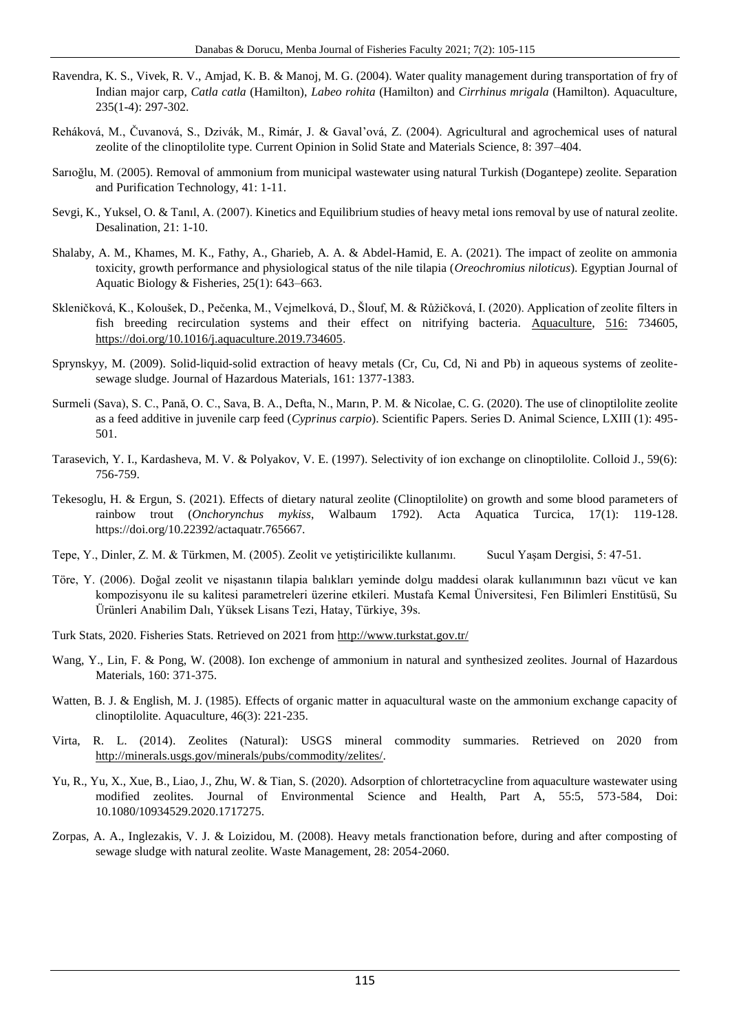Ravendra, K. S., Vivek, R. V., Amjad, K. B. & Manoj, M. G. (2004). Water quality management during transportation of fry of Indian major carp, *Catla catla* (Hamilton), *Labeo rohita* (Hamilton) and *Cirrhinus mrigala* (Hamilton). Aquaculture, 235(1-4): 297-302.

Reháková, M., Čuvanová, S., Dzivák, M., Rimár, J. & Gavaľová, Z. (2004). Agricultural and agrochemical uses of natural zeolite of the clinoptilolite type. Current Opinion in Solid State and Materials Science, 8: 397–404.

Sarıoğlu, M. (2005). Removal of ammonium from municipal wastewater using natural Turkish (Dogantepe) zeolite. Separation and Purification Technology, 41: 1-11.

Sevgi, K., Yuksel, O. & Tanıl, A. (2007). Kinetics and Equilibrium studies of heavy metal ions removal by use of natural zeolite. Desalination, 21: 1-10.

Shalaby, A. M., Khames, M. K., Fathy, A., Gharieb, A. A. & Abdel-Hamid, E. A. (2021). The impact of zeolite on ammonia toxicity, growth performance and physiological status of the nile tilapia (*Oreochromius niloticus*). Egyptian Journal of Aquatic Biology & Fisheries, 25(1): 643–663.

Skleničková, K., Koloušek, D., Pečenka, M., Vejmelková, D., Šlouf, M. & Růžičková, I. (2020). Application of zeolite filters in fish breeding recirculation systems and their effect on nitrifying bacteria. Aquaculture, 516: 734605, https://doi.org/10.1016/j.aquaculture.2019.734605.

Sprynskyy, M. (2009). Solid-liquid-solid extraction of heavy metals (Cr, Cu, Cd, Ni and Pb) in aqueous systems of zeolite-sewage sludge. Journal of Hazardous Materials, 161: 1377-1383.

Surmeli (Sava), S. C., Pană, O. C., Sava, B. A., Defta, N., Marın, P. M. & Nicolae, C. G. (2020). The use of clinoptilolite zeolite as a feed additive in juvenile carp feed (*Cyprinus carpio*). Scientific Papers. Series D. Animal Science, LXIII (1): 495-501.

Tarasevich, Y. I., Kardasheva, M. V. & Polyakov, V. E. (1997). Selectivity of ion exchange on clinoptilolite. Colloid J., 59(6): 756-759.

Tekesoglu, H. & Ergun, S. (2021). Effects of dietary natural zeolite (Clinoptilolite) on growth and some blood parameters of rainbow trout (*Onchorynchus mykiss*, Walbaum 1792). Acta Aquatica Turcica, 17(1): 119-128. https://doi.org/10.22392/actaquatr.765667.

Tepe, Y., Dinler, Z. M. & Türkmen, M. (2005). Zeolit ve yetiştiricilikte kullanımı. Sucul Yaşam Dergisi, 5: 47-51.

Töre, Y. (2006). Doğal zeolit ve nişastanın tilapia balıkları yeminde dolgu maddesi olarak kullanımının bazı vücut ve kan kompozisyonu ile su kalitesi parametreleri üzerine etkileri. Mustafa Kemal Üniversitesi, Fen Bilimleri Enstitüsü, Su Ürünleri Anabilim Dalı, Yüksek Lisans Tezi, Hatay, Türkiye, 39s.

Turk Stats, 2020. Fisheries Stats. Retrieved on 2021 from http://www.turkstat.gov.tr/

Wang, Y., Lin, F. & Pong, W. (2008). Ion exchenge of ammonium in natural and synthesized zeolites. Journal of Hazardous Materials, 160: 371-375.

Watten, B. J. & English, M. J. (1985). Effects of organic matter in aquacultural waste on the ammonium exchange capacity of clinoptilolite. Aquaculture, 46(3): 221-235.

Virta, R. L. (2014). Zeolites (Natural): USGS mineral commodity summaries. Retrieved on 2020 from http://minerals.usgs.gov/minerals/pubs/commodity/zelites/.

Yu, R., Yu, X., Xue, B., Liao, J., Zhu, W. & Tian, S. (2020). Adsorption of chlortetracycline from aquaculture wastewater using modified zeolites. Journal of Environmental Science and Health, Part A, 55:5, 573-584, Doi: 10.1080/10934529.2020.1717275.

Zorpas, A. A., Inglezakis, V. J. & Loizidou, M. (2008). Heavy metals franctionation before, during and after composting of sewage sludge with natural zeolite. Waste Management, 28: 2054-2060.